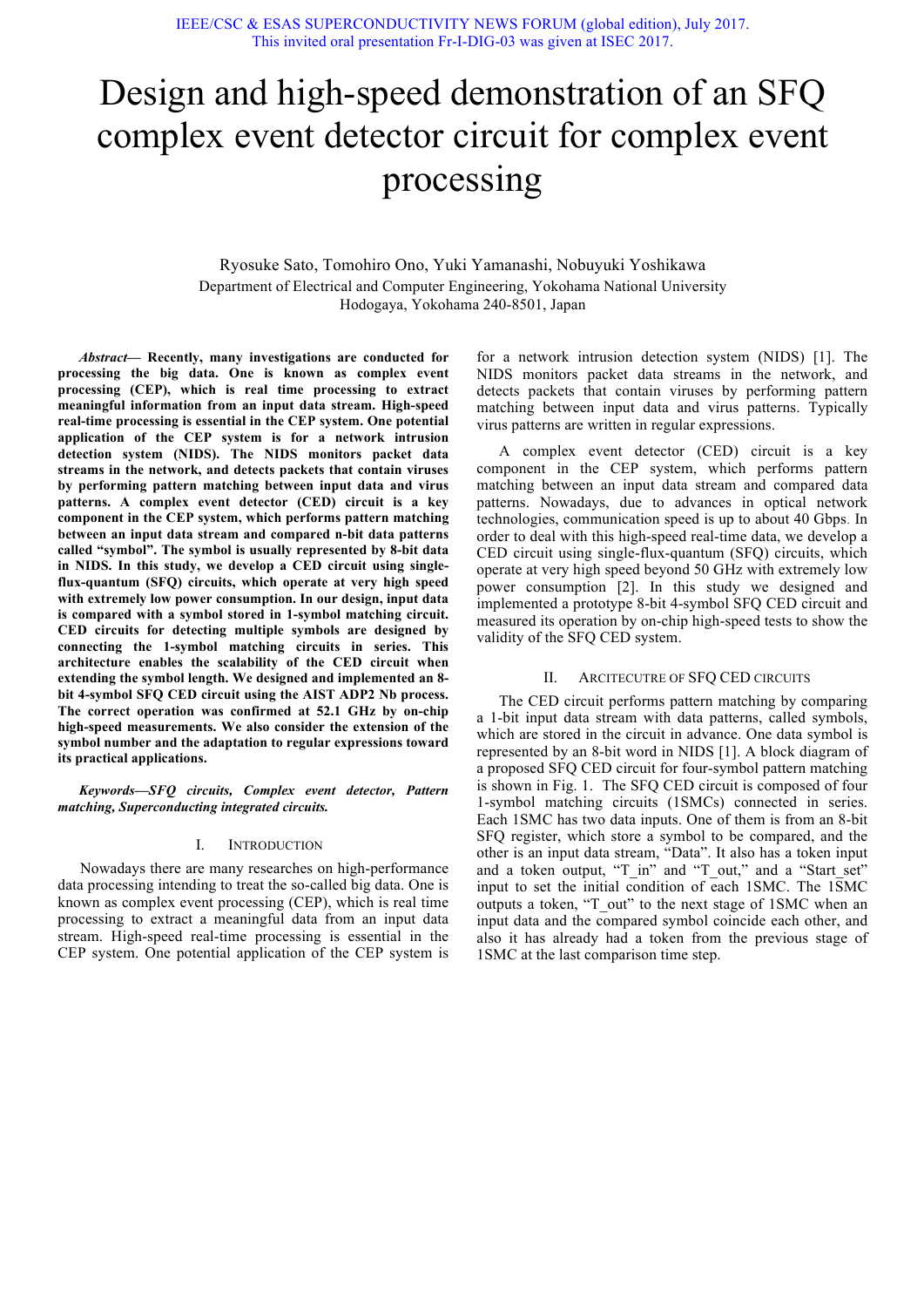IEEE/CSC & ESAS SUPERCONDUCTIVITY NEWS FORUM (global edition), July 2017.
This invited oral presentation Fr-I-DIG-03 was given at ISEC 2017.

# Design and high-speed demonstration of an SFQ complex event detector circuit for complex event processing

Ryosuke Sato, Tomohiro Ono, Yuki Yamanashi, Nobuyuki Yoshikawa

Department of Electrical and Computer Engineering, Yokohama National University
Hodogaya, Yokohama 240-8501, Japan

***Abstract*— Recently, many investigations are conducted for processing the big data. One is known as complex event processing (CEP), which is real time processing to extract meaningful information from an input data stream. High-speed real-time processing is essential in the CEP system. One potential application of the CEP system is for a network intrusion detection system (NIDS). The NIDS monitors packet data streams in the network, and detects packets that contain viruses by performing pattern matching between input data and virus patterns. A complex event detector (CED) circuit is a key component in the CEP system, which performs pattern matching between an input data stream and compared n-bit data patterns called "symbol". The symbol is usually represented by 8-bit data in NIDS. In this study, we develop a CED circuit using single-flux-quantum (SFQ) circuits, which operate at very high speed with extremely low power consumption. In our design, input data is compared with a symbol stored in 1-symbol matching circuit. CED circuits for detecting multiple symbols are designed by connecting the 1-symbol matching circuits in series. This architecture enables the scalability of the CED circuit when extending the symbol length. We designed and implemented an 8-bit 4-symbol SFQ CED circuit using the AIST ADP2 Nb process. The correct operation was confirmed at 52.1 GHz by on-chip high-speed measurements. We also consider the extension of the symbol number and the adaptation to regular expressions toward its practical applications.**

***Keywords—SFQ circuits, Complex event detector, Pattern matching, Superconducting integrated circuits.***

## I. Introduction

Nowadays there are many researches on high-performance data processing intending to treat the so-called big data. One is known as complex event processing (CEP), which is real time processing to extract a meaningful data from an input data stream. High-speed real-time processing is essential in the CEP system. One potential application of the CEP system is for a network intrusion detection system (NIDS) [1]. The NIDS monitors packet data streams in the network, and detects packets that contain viruses by performing pattern matching between input data and virus patterns. Typically virus patterns are written in regular expressions.

A complex event detector (CED) circuit is a key component in the CEP system, which performs pattern matching between an input data stream and compared data patterns. Nowadays, due to advances in optical network technologies, communication speed is up to about 40 Gbps. In order to deal with this high-speed real-time data, we develop a CED circuit using single-flux-quantum (SFQ) circuits, which operate at very high speed beyond 50 GHz with extremely low power consumption [2]. In this study we designed and implemented a prototype 8-bit 4-symbol SFQ CED circuit and measured its operation by on-chip high-speed tests to show the validity of the SFQ CED system.

## II. Arcitecutre of SFQ CED circuits

The CED circuit performs pattern matching by comparing a 1-bit input data stream with data patterns, called symbols, which are stored in the circuit in advance. One data symbol is represented by an 8-bit word in NIDS [1]. A block diagram of a proposed SFQ CED circuit for four-symbol pattern matching is shown in Fig. 1. The SFQ CED circuit is composed of four 1-symbol matching circuits (1SMCs) connected in series. Each 1SMC has two data inputs. One of them is from an 8-bit SFQ register, which store a symbol to be compared, and the other is an input data stream, "Data". It also has a token input and a token output, "T_in" and "T_out," and a "Start_set" input to set the initial condition of each 1SMC. The 1SMC outputs a token, "T_out" to the next stage of 1SMC when an input data and the compared symbol coincide each other, and also it has already had a token from the previous stage of 1SMC at the last comparison time step.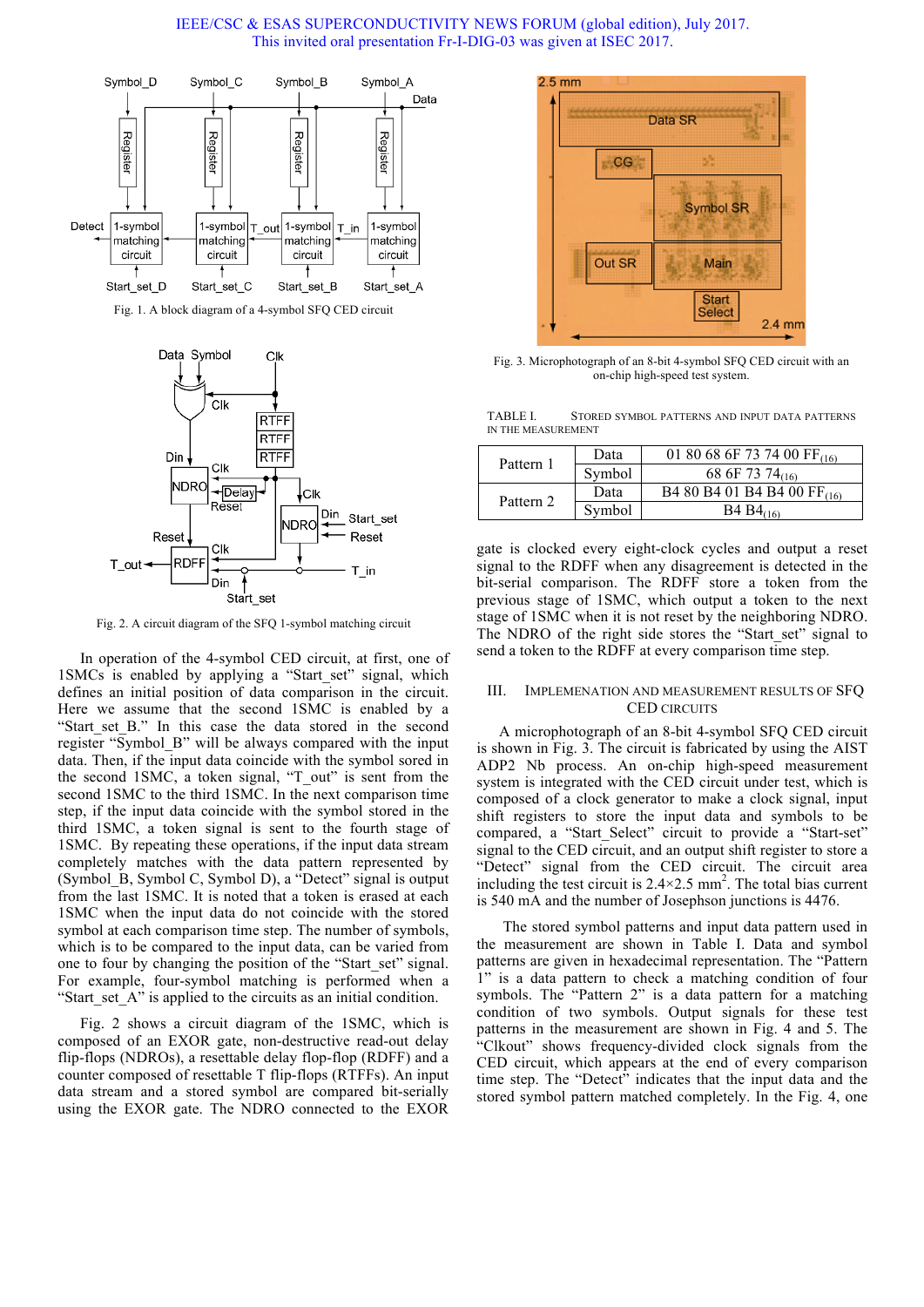Fig. 1. A block diagram of a 4-symbol SFQ CED circuit

Fig. 2. A circuit diagram of the SFQ 1-symbol matching circuit

In operation of the 4-symbol CED circuit, at first, one of 1SMCs is enabled by applying a "Start_set" signal, which defines an initial position of data comparison in the circuit. Here we assume that the second 1SMC is enabled by a "Start_set_B." In this case the data stored in the second register "Symbol_B" will be always compared with the input data. Then, if the input data coincide with the symbol sored in the second 1SMC, a token signal, "T_out" is sent from the second 1SMC to the third 1SMC. In the next comparison time step, if the input data coincide with the symbol stored in the third 1SMC, a token signal is sent to the fourth stage of 1SMC. By repeating these operations, if the input data stream completely matches with the data pattern represented by (Symbol_B, Symbol C, Symbol D), a "Detect" signal is output from the last 1SMC. It is noted that a token is erased at each 1SMC when the input data do not coincide with the stored symbol at each comparison time step. The number of symbols, which is to be compared to the input data, can be varied from one to four by changing the position of the "Start_set" signal. For example, four-symbol matching is performed when a "Start_set_A" is applied to the circuits as an initial condition.

Fig. 2 shows a circuit diagram of the 1SMC, which is composed of an EXOR gate, non-destructive read-out delay flip-flops (NDROs), a resettable delay flip-flop (RDFF) and a counter composed of resettable T flip-flops (RTFFs). An input data stream and a stored symbol are compared bit-serially using the EXOR gate. The NDRO connected to the EXOR gate is clocked every eight-clock cycles and output a reset signal to the RDFF when any disagreement is detected in the bit-serial comparison. The RDFF store a token from the previous stage of 1SMC, which output a token to the next stage of 1SMC when it is not reset by the neighboring NDRO. The NDRO of the right side stores the "Start_set" signal to send a token to the RDFF at every comparison time step.

Fig. 3. Microphotograph of an 8-bit 4-symbol SFQ CED circuit with an on-chip high-speed test system.

## III. Implemenation and Measurement Results of SFQ CED Circuits

A microphotograph of an 8-bit 4-symbol SFQ CED circuit is shown in Fig. 3. The circuit is fabricated by using the AIST ADP2 Nb process. An on-chip high-speed measurement system is integrated with the CED circuit under test, which is composed of a clock generator to make a clock signal, input shift registers to store the input data and symbols to be compared, a "Start_Select" circuit to provide a "Start-set" signal to the CED circuit, and an output shift register to store a "Detect" signal from the CED circuit. The circuit area including the test circuit is 2.4×2.5 $mm^2$. The total bias current is 540 mA and the number of Josephson junctions is 4476.

TABLE I. Stored Symbol Patterns and Input Data Patterns in the Measurement

| | | |
|---|---|---|
| Pattern 1 | Data | 01 80 68 6F 73 74 00 $FF_{(16)}$ |
| | Symbol | 68 6F 73 $74_{(16)}$ |
| Pattern 2 | Data | B4 80 B4 01 B4 B4 00 $FF_{(16)}$ |
| | Symbol | B4 $B4_{(16)}$ |

The stored symbol patterns and input data pattern used in the measurement are shown in Table I. Data and symbol patterns are given in hexadecimal representation. The "Pattern 1" is a data pattern to check a matching condition of four symbols. The "Pattern 2" is a data pattern for a matching condition of two symbols. Output signals for these test patterns in the measurement are shown in Fig. 4 and 5. The "Clkout" shows frequency-divided clock signals from the CED circuit, which appears at the end of every comparison time step. The "Detect" indicates that the input data and the stored symbol pattern matched completely. In the Fig. 4, one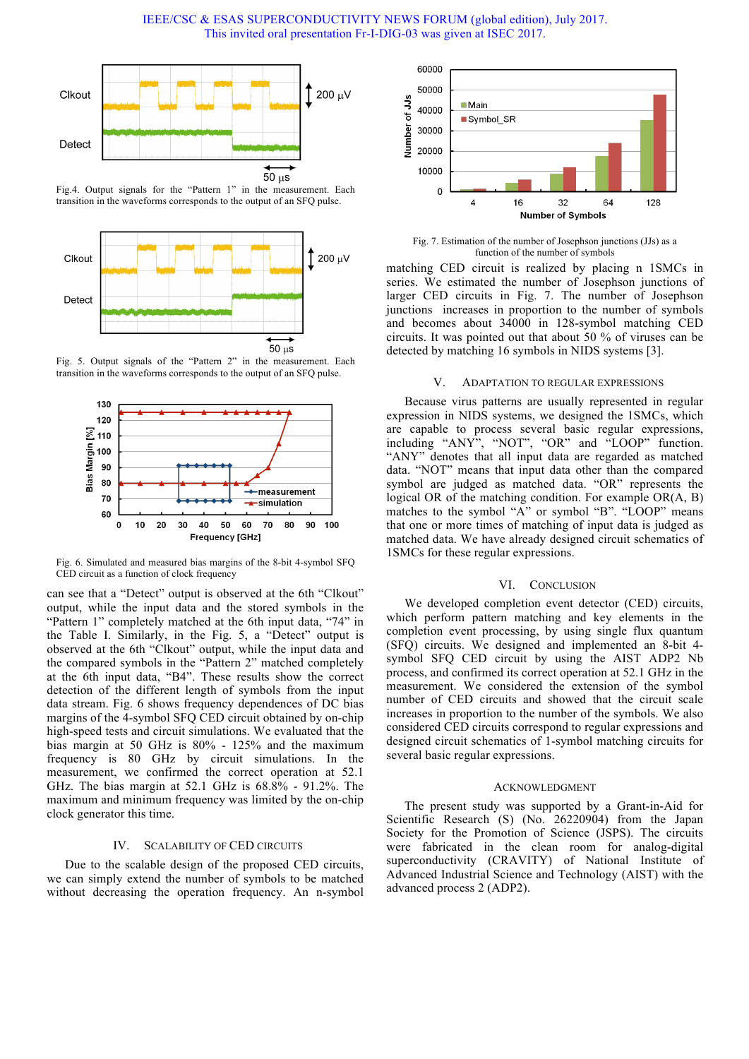Fig.4. Output signals for the "Pattern 1" in the measurement. Each transition in the waveforms corresponds to the output of an SFQ pulse.

Fig. 5. Output signals of the "Pattern 2" in the measurement. Each transition in the waveforms corresponds to the output of an SFQ pulse.

Fig. 6. Simulated and measured bias margins of the 8-bit 4-symbol SFQ CED circuit as a function of clock frequency

can see that a "Detect" output is observed at the 6th "Clkout" output, while the input data and the stored symbols in the "Pattern 1" completely matched at the 6th input data, "74" in the Table I. Similarly, in the Fig. 5, a "Detect" output is observed at the 6th "Clkout" output, while the input data and the compared symbols in the "Pattern 2" matched completely at the 6th input data, "B4". These results show the correct detection of the different length of symbols from the input data stream. Fig. 6 shows frequency dependences of DC bias margins of the 4-symbol SFQ CED circuit obtained by on-chip high-speed tests and circuit simulations. We evaluated that the bias margin at 50 GHz is 80% - 125% and the maximum frequency is 80 GHz by circuit simulations. In the measurement, we confirmed the correct operation at 52.1 GHz. The bias margin at 52.1 GHz is 68.8% - 91.2%. The maximum and minimum frequency was limited by the on-chip clock generator this time.

## IV. Scalability of CED circuits

Due to the scalable design of the proposed CED circuits, we can simply extend the number of symbols to be matched without decreasing the operation frequency. An n-symbol matching CED circuit is realized by placing n 1SMCs in series. We estimated the number of Josephson junctions of larger CED circuits in Fig. 7. The number of Josephson junctions increases in proportion to the number of symbols and becomes about 34000 in 128-symbol matching CED circuits. It was pointed out that about 50 % of viruses can be detected by matching 16 symbols in NIDS systems [3].

Fig. 7. Estimation of the number of Josephson junctions (JJs) as a function of the number of symbols

## V. Adaptation to Regular Expressions

Because virus patterns are usually represented in regular expression in NIDS systems, we designed the 1SMCs, which are capable to process several basic regular expressions, including "ANY", "NOT", "OR" and "LOOP" function. "ANY" denotes that all input data are regarded as matched data. "NOT" means that input data other than the compared symbol are judged as matched data. "OR" represents the logical OR of the matching condition. For example OR(A, B) matches to the symbol "A" or symbol "B". "LOOP" means that one or more times of matching of input data is judged as matched data. We have already designed circuit schematics of 1SMCs for these regular expressions.

## VI. Conclusion

We developed completion event detector (CED) circuits, which perform pattern matching and key elements in the completion event processing, by using single flux quantum (SFQ) circuits. We designed and implemented an 8-bit 4-symbol SFQ CED circuit by using the AIST ADP2 Nb process, and confirmed its correct operation at 52.1 GHz in the measurement. We considered the extension of the symbol number of CED circuits and showed that the circuit scale increases in proportion to the number of the symbols. We also considered CED circuits correspond to regular expressions and designed circuit schematics of 1-symbol matching circuits for several basic regular expressions.

## Acknowledgment

The present study was supported by a Grant-in-Aid for Scientific Research (S) (No. 26220904) from the Japan Society for the Promotion of Science (JSPS). The circuits were fabricated in the clean room for analog-digital superconductivity (CRAVITY) of National Institute of Advanced Industrial Science and Technology (AIST) with the advanced process 2 (ADP2).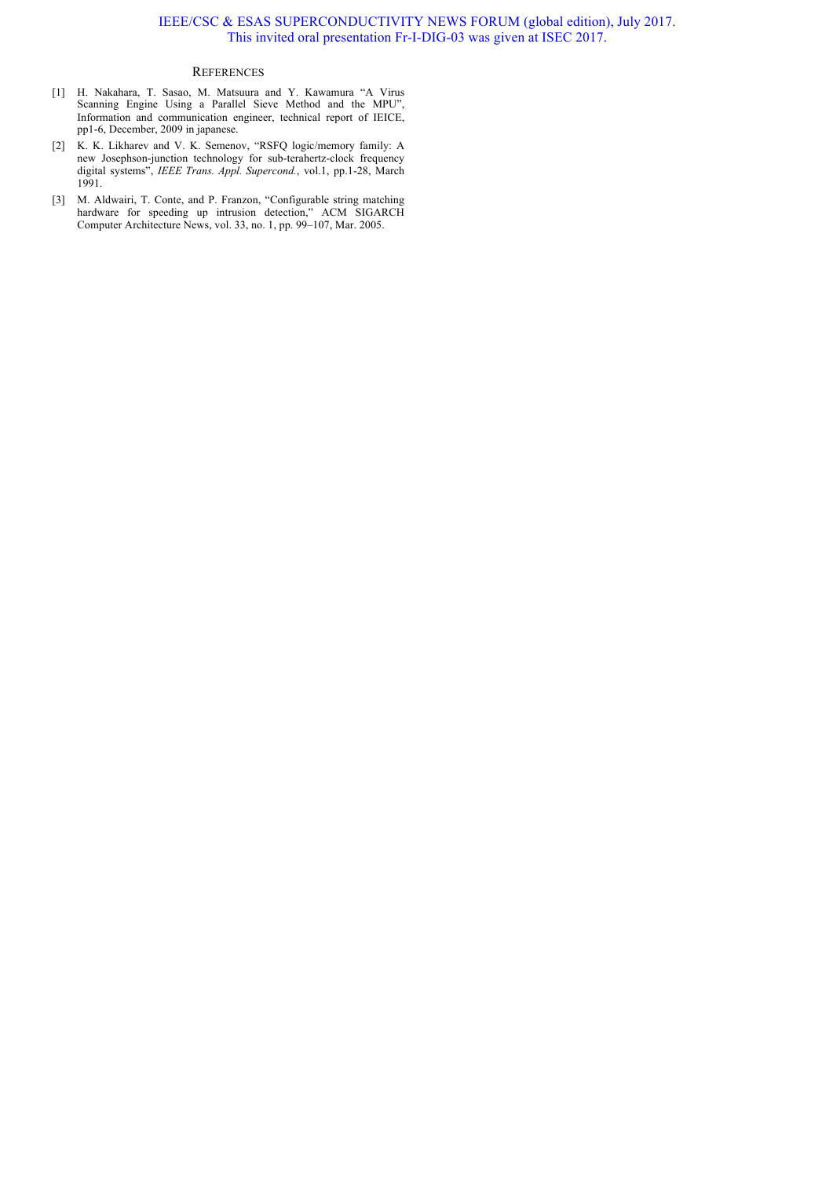## References

[1] H. Nakahara, T. Sasao, M. Matsuura and Y. Kawamura "A Virus Scanning Engine Using a Parallel Sieve Method and the MPU", Information and communication engineer, technical report of IEICE, pp1-6, December, 2009 in japanese.

[2] K. K. Likharev and V. K. Semenov, "RSFQ logic/memory family: A new Josephson-junction technology for sub-terahertz-clock frequency digital systems", *IEEE Trans. Appl. Supercond.*, vol.1, pp.1-28, March 1991.

[3] M. Aldwairi, T. Conte, and P. Franzon, "Configurable string matching hardware for speeding up intrusion detection," ACM SIGARCH Computer Architecture News, vol. 33, no. 1, pp. 99–107, Mar. 2005.